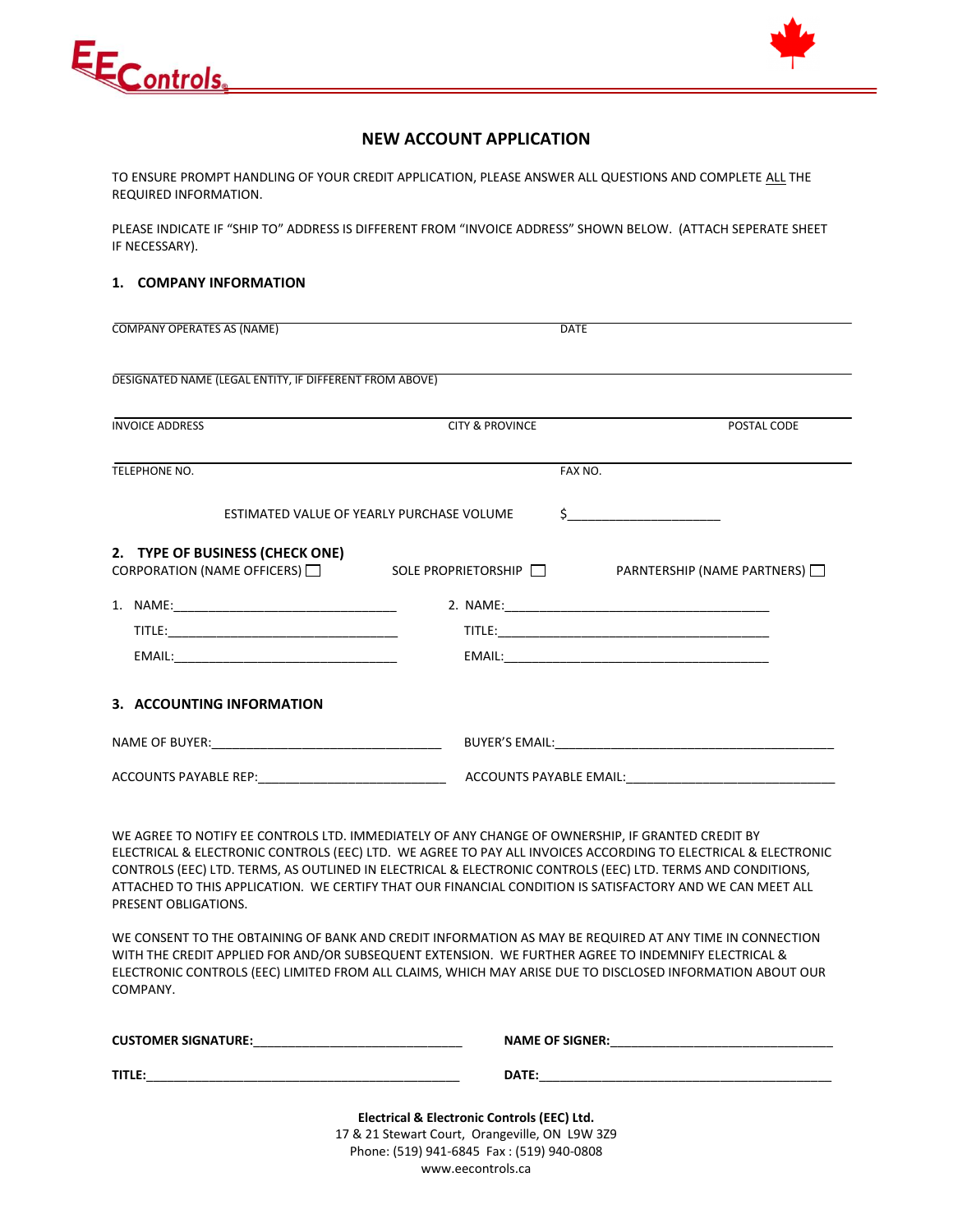EE Controls

# NEW ACCOUNT APPLICATION

TO ENSURE PROMPT HANDLING OF YOUR CREDIT APPLICATION, PLEASE ANSWER ALL QUESTIONS AND COMPLETE ALL THE REQUIRED INFORMATION.

PLEASE INDICATE IF "SHIP TO" ADDRESS IS DIFFERENT FROM "INVOICE ADDRESS" SHOWN BELOW. (ATTACH SEPERATE SHEET IF NECESSARY).

## 1. COMPANY INFORMATION

COMPANY OPERATES AS (NAME) ______________________ DATE ______________________

DESIGNATED NAME (LEGAL ENTITY, IF DIFFERENT FROM ABOVE) ______________________

INVOICE ADDRESS ______________________ CITY & PROVINCE ______________________ POSTAL CODE ______________________

TELEPHONE NO. ______________________ FAX NO. ______________________

ESTIMATED VALUE OF YEARLY PURCHASE VOLUME $______________________

## 2. TYPE OF BUSINESS (CHECK ONE)

CORPORATION (NAME OFFICERS) ☐ SOLE PROPRIETORSHIP ☐ PARNTERSHIP (NAME PARTNERS) ☐

1. NAME:______________________ 2. NAME:______________________

TITLE:______________________ TITLE:______________________

EMAIL:______________________ EMAIL:______________________

## 3. ACCOUNTING INFORMATION

NAME OF BUYER:______________________ BUYER'S EMAIL:______________________

ACCOUNTS PAYABLE REP:______________________ ACCOUNTS PAYABLE EMAIL:______________________

WE AGREE TO NOTIFY EE CONTROLS LTD. IMMEDIATELY OF ANY CHANGE OF OWNERSHIP, IF GRANTED CREDIT BY ELECTRICAL & ELECTRONIC CONTROLS (EEC) LTD. WE AGREE TO PAY ALL INVOICES ACCORDING TO ELECTRICAL & ELECTRONIC CONTROLS (EEC) LTD. TERMS, AS OUTLINED IN ELECTRICAL & ELECTRONIC CONTROLS (EEC) LTD. TERMS AND CONDITIONS, ATTACHED TO THIS APPLICATION. WE CERTIFY THAT OUR FINANCIAL CONDITION IS SATISFACTORY AND WE CAN MEET ALL PRESENT OBLIGATIONS.

WE CONSENT TO THE OBTAINING OF BANK AND CREDIT INFORMATION AS MAY BE REQUIRED AT ANY TIME IN CONNECTION WITH THE CREDIT APPLIED FOR AND/OR SUBSEQUENT EXTENSION. WE FURTHER AGREE TO INDEMNIFY ELECTRICAL & ELECTRONIC CONTROLS (EEC) LIMITED FROM ALL CLAIMS, WHICH MAY ARISE DUE TO DISCLOSED INFORMATION ABOUT OUR COMPANY.

**CUSTOMER SIGNATURE:**______________________ **NAME OF SIGNER:**______________________

**TITLE:**______________________ **DATE:**______________________

**Electrical & Electronic Controls (EEC) Ltd.**
17 & 21 Stewart Court, Orangeville, ON L9W 3Z9
Phone: (519) 941-6845 Fax : (519) 940-0808
www.eecontrols.ca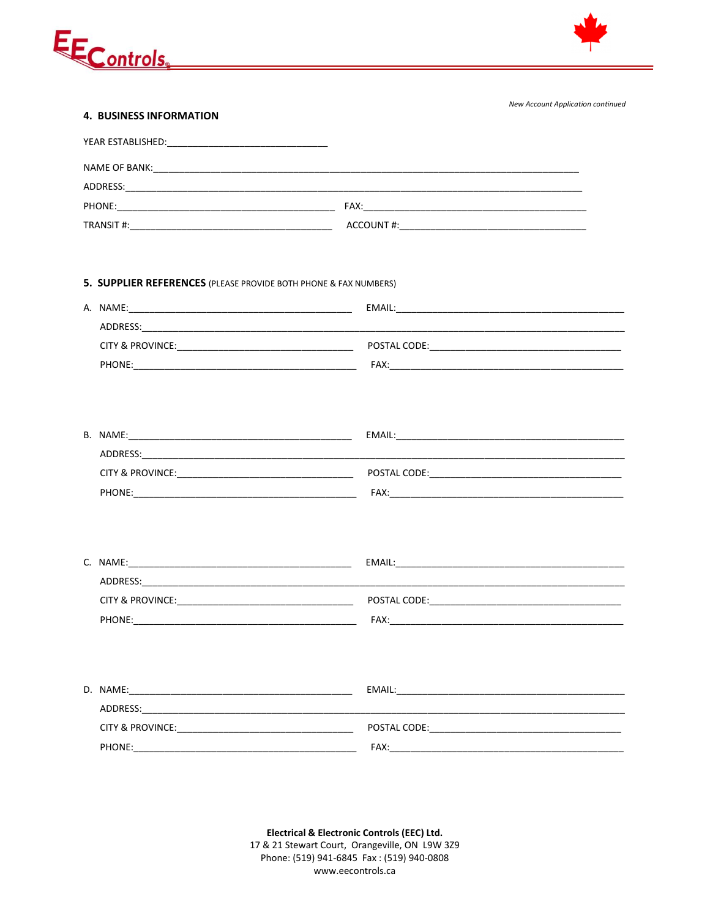*New Account Application continued*

**4. BUSINESS INFORMATION**

YEAR ESTABLISHED:_______________________________

NAME OF BANK:_______________________________________________________________________________

ADDRESS:___________________________________________________________________________________

PHONE:__________________________________________ FAX:____________________________________________

TRANSIT #:_______________________________________ ACCOUNT #:____________________________________

**5. SUPPLIER REFERENCES** (PLEASE PROVIDE BOTH PHONE & FAX NUMBERS)

A. NAME:__________________________________________ EMAIL:____________________________________________

ADDRESS:_____________________________________________________________________________________

CITY & PROVINCE:___________________________________ POSTAL CODE:_____________________________________

PHONE:____________________________________________ FAX:_______________________________________________

B. NAME:__________________________________________ EMAIL:____________________________________________

ADDRESS:_____________________________________________________________________________________

CITY & PROVINCE:___________________________________ POSTAL CODE:_____________________________________

PHONE:____________________________________________ FAX:_______________________________________________

C. NAME:__________________________________________ EMAIL:____________________________________________

ADDRESS:_____________________________________________________________________________________

CITY & PROVINCE:___________________________________ POSTAL CODE:_____________________________________

PHONE:____________________________________________ FAX:_______________________________________________

D. NAME:__________________________________________ EMAIL:____________________________________________

ADDRESS:_____________________________________________________________________________________

CITY & PROVINCE:___________________________________ POSTAL CODE:_____________________________________

PHONE:____________________________________________ FAX:_______________________________________________

**Electrical & Electronic Controls (EEC) Ltd.**
17 & 21 Stewart Court, Orangeville, ON L9W 3Z9
Phone: (519) 941-6845 Fax : (519) 940-0808
www.eecontrols.ca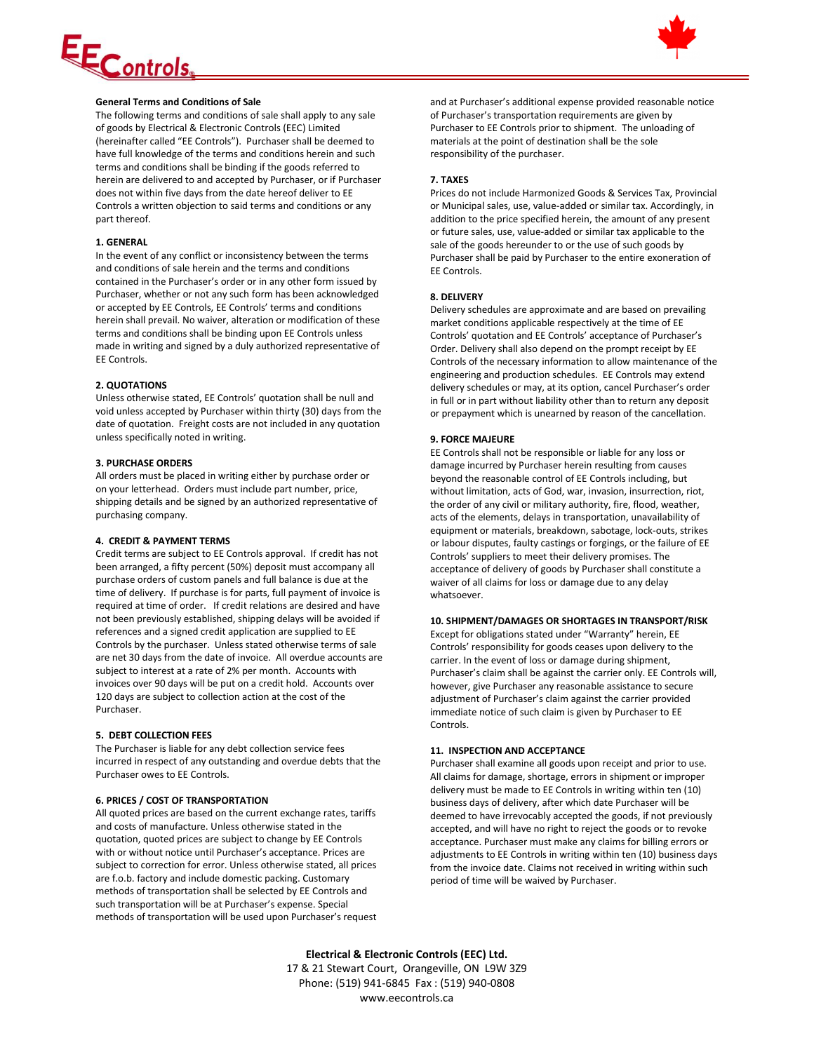## General Terms and Conditions of Sale

The following terms and conditions of sale shall apply to any sale of goods by Electrical & Electronic Controls (EEC) Limited (hereinafter called "EE Controls"). Purchaser shall be deemed to have full knowledge of the terms and conditions herein and such terms and conditions shall be binding if the goods referred to herein are delivered to and accepted by Purchaser, or if Purchaser does not within five days from the date hereof deliver to EE Controls a written objection to said terms and conditions or any part thereof.

### 1. GENERAL

In the event of any conflict or inconsistency between the terms and conditions of sale herein and the terms and conditions contained in the Purchaser's order or in any other form issued by Purchaser, whether or not any such form has been acknowledged or accepted by EE Controls, EE Controls' terms and conditions herein shall prevail. No waiver, alteration or modification of these terms and conditions shall be binding upon EE Controls unless made in writing and signed by a duly authorized representative of EE Controls.

### 2. QUOTATIONS

Unless otherwise stated, EE Controls' quotation shall be null and void unless accepted by Purchaser within thirty (30) days from the date of quotation. Freight costs are not included in any quotation unless specifically noted in writing.

### 3. PURCHASE ORDERS

All orders must be placed in writing either by purchase order or on your letterhead. Orders must include part number, price, shipping details and be signed by an authorized representative of purchasing company.

### 4. CREDIT & PAYMENT TERMS

Credit terms are subject to EE Controls approval. If credit has not been arranged, a fifty percent (50%) deposit must accompany all purchase orders of custom panels and full balance is due at the time of delivery. If purchase is for parts, full payment of invoice is required at time of order. If credit relations are desired and have not been previously established, shipping delays will be avoided if references and a signed credit application are supplied to EE Controls by the purchaser. Unless stated otherwise terms of sale are net 30 days from the date of invoice. All overdue accounts are subject to interest at a rate of 2% per month. Accounts with invoices over 90 days will be put on a credit hold. Accounts over 120 days are subject to collection action at the cost of the Purchaser.

### 5. DEBT COLLECTION FEES

The Purchaser is liable for any debt collection service fees incurred in respect of any outstanding and overdue debts that the Purchaser owes to EE Controls.

### 6. PRICES / COST OF TRANSPORTATION

All quoted prices are based on the current exchange rates, tariffs and costs of manufacture. Unless otherwise stated in the quotation, quoted prices are subject to change by EE Controls with or without notice until Purchaser's acceptance. Prices are subject to correction for error. Unless otherwise stated, all prices are f.o.b. factory and include domestic packing. Customary methods of transportation shall be selected by EE Controls and such transportation will be at Purchaser's expense. Special methods of transportation will be used upon Purchaser's request and at Purchaser's additional expense provided reasonable notice of Purchaser's transportation requirements are given by Purchaser to EE Controls prior to shipment. The unloading of materials at the point of destination shall be the sole responsibility of the purchaser.

### 7. TAXES

Prices do not include Harmonized Goods & Services Tax, Provincial or Municipal sales, use, value-added or similar tax. Accordingly, in addition to the price specified herein, the amount of any present or future sales, use, value-added or similar tax applicable to the sale of the goods hereunder to or the use of such goods by Purchaser shall be paid by Purchaser to the entire exoneration of EE Controls.

### 8. DELIVERY

Delivery schedules are approximate and are based on prevailing market conditions applicable respectively at the time of EE Controls' quotation and EE Controls' acceptance of Purchaser's Order. Delivery shall also depend on the prompt receipt by EE Controls of the necessary information to allow maintenance of the engineering and production schedules. EE Controls may extend delivery schedules or may, at its option, cancel Purchaser's order in full or in part without liability other than to return any deposit or prepayment which is unearned by reason of the cancellation.

### 9. FORCE MAJEURE

EE Controls shall not be responsible or liable for any loss or damage incurred by Purchaser herein resulting from causes beyond the reasonable control of EE Controls including, but without limitation, acts of God, war, invasion, insurrection, riot, the order of any civil or military authority, fire, flood, weather, acts of the elements, delays in transportation, unavailability of equipment or materials, breakdown, sabotage, lock-outs, strikes or labour disputes, faulty castings or forgings, or the failure of EE Controls' suppliers to meet their delivery promises. The acceptance of delivery of goods by Purchaser shall constitute a waiver of all claims for loss or damage due to any delay whatsoever.

### 10. SHIPMENT/DAMAGES OR SHORTAGES IN TRANSPORT/RISK

Except for obligations stated under "Warranty" herein, EE Controls' responsibility for goods ceases upon delivery to the carrier. In the event of loss or damage during shipment, Purchaser's claim shall be against the carrier only. EE Controls will, however, give Purchaser any reasonable assistance to secure adjustment of Purchaser's claim against the carrier provided immediate notice of such claim is given by Purchaser to EE Controls.

### 11. INSPECTION AND ACCEPTANCE

Purchaser shall examine all goods upon receipt and prior to use. All claims for damage, shortage, errors in shipment or improper delivery must be made to EE Controls in writing within ten (10) business days of delivery, after which date Purchaser will be deemed to have irrevocably accepted the goods, if not previously accepted, and will have no right to reject the goods or to revoke acceptance. Purchaser must make any claims for billing errors or adjustments to EE Controls in writing within ten (10) business days from the invoice date. Claims not received in writing within such period of time will be waived by Purchaser.

**Electrical & Electronic Controls (EEC) Ltd.**
17 & 21 Stewart Court, Orangeville, ON L9W 3Z9
Phone: (519) 941-6845 Fax : (519) 940-0808
www.eecontrols.ca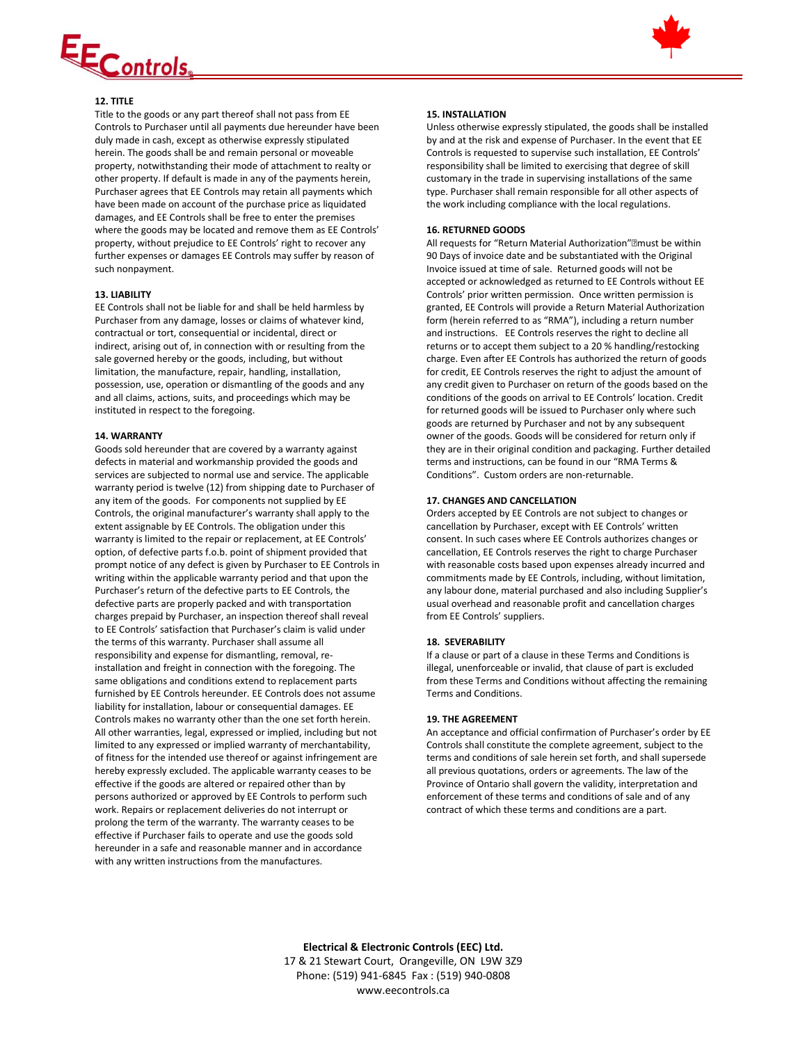## 12. TITLE

Title to the goods or any part thereof shall not pass from EE Controls to Purchaser until all payments due hereunder have been duly made in cash, except as otherwise expressly stipulated herein. The goods shall be and remain personal or moveable property, notwithstanding their mode of attachment to realty or other property. If default is made in any of the payments herein, Purchaser agrees that EE Controls may retain all payments which have been made on account of the purchase price as liquidated damages, and EE Controls shall be free to enter the premises where the goods may be located and remove them as EE Controls' property, without prejudice to EE Controls' right to recover any further expenses or damages EE Controls may suffer by reason of such nonpayment.

## 13. LIABILITY

EE Controls shall not be liable for and shall be held harmless by Purchaser from any damage, losses or claims of whatever kind, contractual or tort, consequential or incidental, direct or indirect, arising out of, in connection with or resulting from the sale governed hereby or the goods, including, but without limitation, the manufacture, repair, handling, installation, possession, use, operation or dismantling of the goods and any and all claims, actions, suits, and proceedings which may be instituted in respect to the foregoing.

## 14. WARRANTY

Goods sold hereunder that are covered by a warranty against defects in material and workmanship provided the goods and services are subjected to normal use and service. The applicable warranty period is twelve (12) from shipping date to Purchaser of any item of the goods. For components not supplied by EE Controls, the original manufacturer's warranty shall apply to the extent assignable by EE Controls. The obligation under this warranty is limited to the repair or replacement, at EE Controls' option, of defective parts f.o.b. point of shipment provided that prompt notice of any defect is given by Purchaser to EE Controls in writing within the applicable warranty period and that upon the Purchaser's return of the defective parts to EE Controls, the defective parts are properly packed and with transportation charges prepaid by Purchaser, an inspection thereof shall reveal to EE Controls' satisfaction that Purchaser's claim is valid under the terms of this warranty. Purchaser shall assume all responsibility and expense for dismantling, removal, re-installation and freight in connection with the foregoing. The same obligations and conditions extend to replacement parts furnished by EE Controls hereunder. EE Controls does not assume liability for installation, labour or consequential damages. EE Controls makes no warranty other than the one set forth herein. All other warranties, legal, expressed or implied, including but not limited to any expressed or implied warranty of merchantability, of fitness for the intended use thereof or against infringement are hereby expressly excluded. The applicable warranty ceases to be effective if the goods are altered or repaired other than by persons authorized or approved by EE Controls to perform such work. Repairs or replacement deliveries do not interrupt or prolong the term of the warranty. The warranty ceases to be effective if Purchaser fails to operate and use the goods sold hereunder in a safe and reasonable manner and in accordance with any written instructions from the manufactures.

## 15. INSTALLATION

Unless otherwise expressly stipulated, the goods shall be installed by and at the risk and expense of Purchaser. In the event that EE Controls is requested to supervise such installation, EE Controls' responsibility shall be limited to exercising that degree of skill customary in the trade in supervising installations of the same type. Purchaser shall remain responsible for all other aspects of the work including compliance with the local regulations.

## 16. RETURNED GOODS

All requests for "Return Material Authorization" must be within 90 Days of invoice date and be substantiated with the Original Invoice issued at time of sale. Returned goods will not be accepted or acknowledged as returned to EE Controls without EE Controls' prior written permission. Once written permission is granted, EE Controls will provide a Return Material Authorization form (herein referred to as "RMA"), including a return number and instructions. EE Controls reserves the right to decline all returns or to accept them subject to a 20 % handling/restocking charge. Even after EE Controls has authorized the return of goods for credit, EE Controls reserves the right to adjust the amount of any credit given to Purchaser on return of the goods based on the conditions of the goods on arrival to EE Controls' location. Credit for returned goods will be issued to Purchaser only where such goods are returned by Purchaser and not by any subsequent owner of the goods. Goods will be considered for return only if they are in their original condition and packaging. Further detailed terms and instructions, can be found in our "RMA Terms & Conditions". Custom orders are non-returnable.

## 17. CHANGES AND CANCELLATION

Orders accepted by EE Controls are not subject to changes or cancellation by Purchaser, except with EE Controls' written consent. In such cases where EE Controls authorizes changes or cancellation, EE Controls reserves the right to charge Purchaser with reasonable costs based upon expenses already incurred and commitments made by EE Controls, including, without limitation, any labour done, material purchased and also including Supplier's usual overhead and reasonable profit and cancellation charges from EE Controls' suppliers.

## 18. SEVERABILITY

If a clause or part of a clause in these Terms and Conditions is illegal, unenforceable or invalid, that clause of part is excluded from these Terms and Conditions without affecting the remaining Terms and Conditions.

## 19. THE AGREEMENT

An acceptance and official confirmation of Purchaser's order by EE Controls shall constitute the complete agreement, subject to the terms and conditions of sale herein set forth, and shall supersede all previous quotations, orders or agreements. The law of the Province of Ontario shall govern the validity, interpretation and enforcement of these terms and conditions of sale and of any contract of which these terms and conditions are a part.